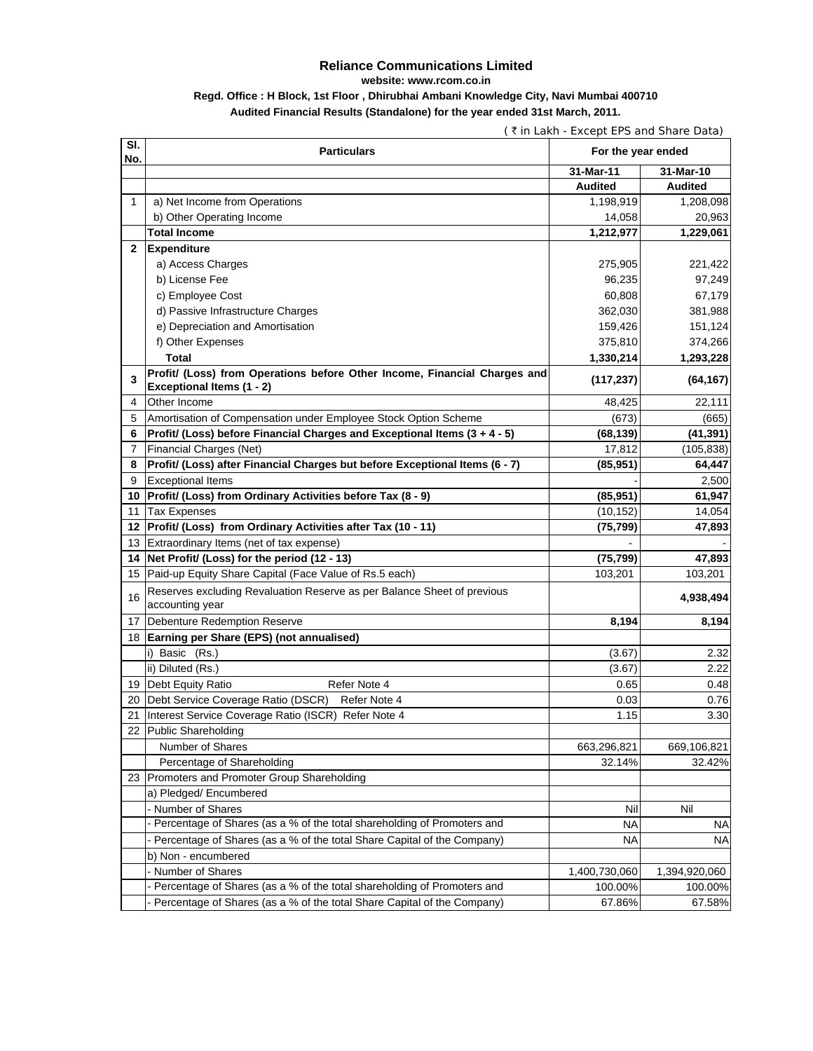# Reliance Communications Limited

**website: www.rcom.co.in**

**Regd. Office : H Block, 1st Floor , Dhirubhai Ambani Knowledge City, Navi Mumbai 400710**

**Audited Financial Results (Standalone) for the year ended 31st March, 2011.**

( ₹ in Lakh - Except EPS and Share Data)

| Sl. No. | Particulars | For the year ended | |
|---|---|---|---|
| | | **31-Mar-11** | **31-Mar-10** |
| | | **Audited** | **Audited** |
| 1 | a) Net Income from Operations | 1,198,919 | 1,208,098 |
| | b) Other Operating Income | 14,058 | 20,963 |
| | **Total Income** | **1,212,977** | **1,229,061** |
| **2** | **Expenditure** | | |
| | a) Access Charges | 275,905 | 221,422 |
| | b) License Fee | 96,235 | 97,249 |
| | c) Employee Cost | 60,808 | 67,179 |
| | d) Passive Infrastructure Charges | 362,030 | 381,988 |
| | e) Depreciation and Amortisation | 159,426 | 151,124 |
| | f) Other Expenses | 375,810 | 374,266 |
| | **Total** | **1,330,214** | **1,293,228** |
| **3** | **Profit/ (Loss) from Operations before Other Income, Financial Charges and Exceptional Items (1 - 2)** | **(117,237)** | **(64,167)** |
| 4 | Other Income | 48,425 | 22,111 |
| 5 | Amortisation of Compensation under Employee Stock Option Scheme | (673) | (665) |
| **6** | **Profit/ (Loss) before Financial Charges and Exceptional Items (3 + 4 - 5)** | **(68,139)** | **(41,391)** |
| 7 | Financial Charges (Net) | 17,812 | (105,838) |
| **8** | **Profit/ (Loss) after Financial Charges but before Exceptional Items (6 - 7)** | **(85,951)** | **64,447** |
| 9 | Exceptional Items | - | 2,500 |
| **10** | **Profit/ (Loss) from Ordinary Activities before Tax (8 - 9)** | **(85,951)** | **61,947** |
| 11 | Tax Expenses | (10,152) | 14,054 |
| **12** | **Profit/ (Loss) from Ordinary Activities after Tax (10 - 11)** | **(75,799)** | **47,893** |
| 13 | Extraordinary Items (net of tax expense) | - | - |
| **14** | **Net Profit/ (Loss) for the period (12 - 13)** | **(75,799)** | **47,893** |
| 15 | Paid-up Equity Share Capital (Face Value of Rs.5 each) | 103,201 | 103,201 |
| 16 | Reserves excluding Revaluation Reserve as per Balance Sheet of previous accounting year | | **4,938,494** |
| 17 | Debenture Redemption Reserve | **8,194** | **8,194** |
| **18** | **Earning per Share (EPS) (not annualised)** | | |
| | i) Basic (Rs.) | (3.67) | 2.32 |
| | ii) Diluted (Rs.) | (3.67) | 2.22 |
| 19 | Debt Equity Ratio Refer Note 4 | 0.65 | 0.48 |
| 20 | Debt Service Coverage Ratio (DSCR) Refer Note 4 | 0.03 | 0.76 |
| 21 | Interest Service Coverage Ratio (ISCR) Refer Note 4 | 1.15 | 3.30 |
| 22 | Public Shareholding | | |
| | Number of Shares | 663,296,821 | 669,106,821 |
| | Percentage of Shareholding | 32.14% | 32.42% |
| 23 | Promoters and Promoter Group Shareholding | | |
| | a) Pledged/ Encumbered | | |
| | - Number of Shares | Nil | Nil |
| | - Percentage of Shares (as a % of the total shareholding of Promoters and | NA | NA |
| | - Percentage of Shares (as a % of the total Share Capital of the Company) | NA | NA |
| | b) Non - encumbered | | |
| | - Number of Shares | 1,400,730,060 | 1,394,920,060 |
| | - Percentage of Shares (as a % of the total shareholding of Promoters and | 100.00% | 100.00% |
| | - Percentage of Shares (as a % of the total Share Capital of the Company) | 67.86% | 67.58% |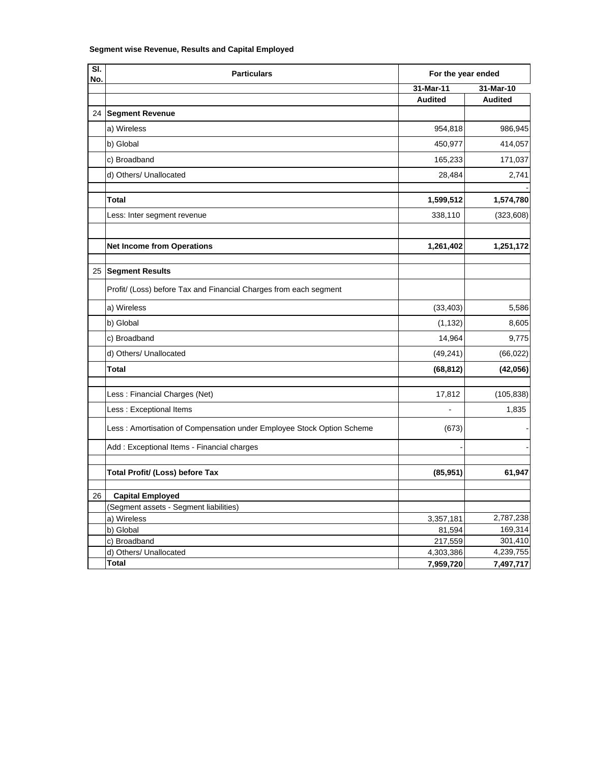**Segment wise Revenue, Results and Capital Employed**

| Sl. No. | Particulars | For the year ended | |
|---|---|---|---|
| | | 31-Mar-11 | 31-Mar-10 |
| | | **Audited** | **Audited** |
| 24 | **Segment Revenue** | | |
| | a) Wireless | 954,818 | 986,945 |
| | b) Global | 450,977 | 414,057 |
| | c) Broadband | 165,233 | 171,037 |
| | d) Others/ Unallocated | 28,484 | 2,741 |
| | | | - |
| | **Total** | **1,599,512** | **1,574,780** |
| | Less: Inter segment revenue | 338,110 | (323,608) |
| | | | |
| | **Net Income from Operations** | **1,261,402** | **1,251,172** |
| | | | |
| 25 | **Segment Results** | | |
| | Profit/ (Loss) before Tax and Financial Charges from each segment | | |
| | a) Wireless | (33,403) | 5,586 |
| | b) Global | (1,132) | 8,605 |
| | c) Broadband | 14,964 | 9,775 |
| | d) Others/ Unallocated | (49,241) | (66,022) |
| | **Total** | **(68,812)** | **(42,056)** |
| | | | |
| | Less : Financial Charges (Net) | 17,812 | (105,838) |
| | Less : Exceptional Items | - | 1,835 |
| | Less : Amortisation of Compensation under Employee Stock Option Scheme | (673) | - |
| | Add : Exceptional Items - Financial charges | - | - |
| | | | |
| | **Total Profit/ (Loss) before Tax** | **(85,951)** | **61,947** |
| | | | |
| 26 | **Capital Employed** | | |
| | (Segment assets - Segment liabilities) | | |
| | a) Wireless | 3,357,181 | 2,787,238 |
| | b) Global | 81,594 | 169,314 |
| | c) Broadband | 217,559 | 301,410 |
| | d) Others/ Unallocated | 4,303,386 | 4,239,755 |
| | **Total** | **7,959,720** | **7,497,717** |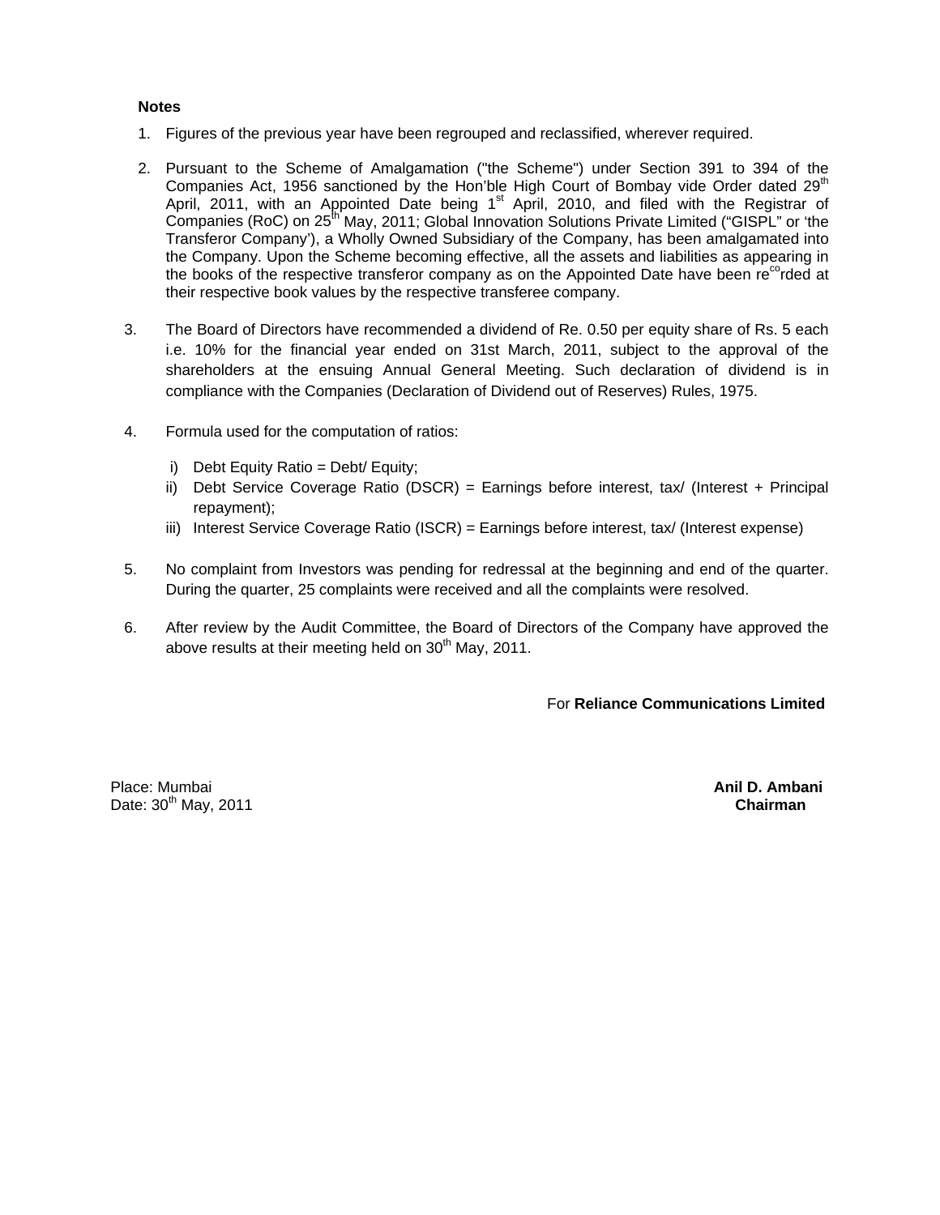**Notes**

1. Figures of the previous year have been regrouped and reclassified, wherever required.

2. Pursuant to the Scheme of Amalgamation ("the Scheme") under Section 391 to 394 of the Companies Act, 1956 sanctioned by the Hon'ble High Court of Bombay vide Order dated 29th April, 2011, with an Appointed Date being 1st April, 2010, and filed with the Registrar of Companies (RoC) on 25th May, 2011; Global Innovation Solutions Private Limited ("GISPL" or 'the Transferor Company'), a Wholly Owned Subsidiary of the Company, has been amalgamated into the Company. Upon the Scheme becoming effective, all the assets and liabilities as appearing in the books of the respective transferor company as on the Appointed Date have been recorded at their respective book values by the respective transferee company.

3. The Board of Directors have recommended a dividend of Re. 0.50 per equity share of Rs. 5 each i.e. 10% for the financial year ended on 31st March, 2011, subject to the approval of the shareholders at the ensuing Annual General Meeting. Such declaration of dividend is in compliance with the Companies (Declaration of Dividend out of Reserves) Rules, 1975.

4. Formula used for the computation of ratios:

   i) Debt Equity Ratio = Debt/ Equity;
   ii) Debt Service Coverage Ratio (DSCR) = Earnings before interest, tax/ (Interest + Principal repayment);
   iii) Interest Service Coverage Ratio (ISCR) = Earnings before interest, tax/ (Interest expense)

5. No complaint from Investors was pending for redressal at the beginning and end of the quarter. During the quarter, 25 complaints were received and all the complaints were resolved.

6. After review by the Audit Committee, the Board of Directors of the Company have approved the above results at their meeting held on 30th May, 2011.

For **Reliance Communications Limited**

Place: Mumbai
Date: 30th May, 2011

**Anil D. Ambani**
**Chairman**